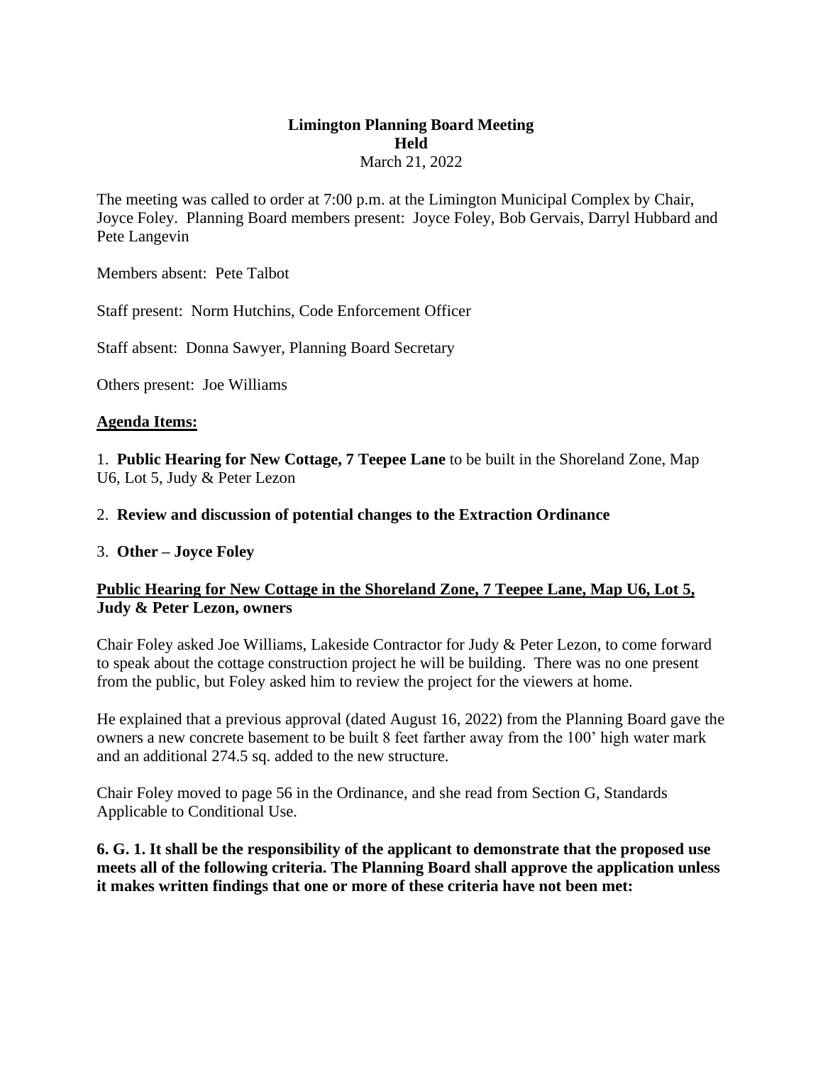**Limington Planning Board Meeting**
**Held**
March 21, 2022

The meeting was called to order at 7:00 p.m. at the Limington Municipal Complex by Chair, Joyce Foley. Planning Board members present: Joyce Foley, Bob Gervais, Darryl Hubbard and Pete Langevin

Members absent: Pete Talbot

Staff present: Norm Hutchins, Code Enforcement Officer

Staff absent: Donna Sawyer, Planning Board Secretary

Others present: Joe Williams

**<u>Agenda Items:</u>**

1. **Public Hearing for New Cottage, 7 Teepee Lane** to be built in the Shoreland Zone, Map U6, Lot 5, Judy & Peter Lezon

2. **Review and discussion of potential changes to the Extraction Ordinance**

3. **Other – Joyce Foley**

**<u>Public Hearing for New Cottage in the Shoreland Zone, 7 Teepee Lane, Map U6, Lot 5,</u> Judy & Peter Lezon, owners**

Chair Foley asked Joe Williams, Lakeside Contractor for Judy & Peter Lezon, to come forward to speak about the cottage construction project he will be building. There was no one present from the public, but Foley asked him to review the project for the viewers at home.

He explained that a previous approval (dated August 16, 2022) from the Planning Board gave the owners a new concrete basement to be built 8 feet farther away from the 100' high water mark and an additional 274.5 sq. added to the new structure.

Chair Foley moved to page 56 in the Ordinance, and she read from Section G, Standards Applicable to Conditional Use.

**6. G. 1. It shall be the responsibility of the applicant to demonstrate that the proposed use meets all of the following criteria. The Planning Board shall approve the application unless it makes written findings that one or more of these criteria have not been met:**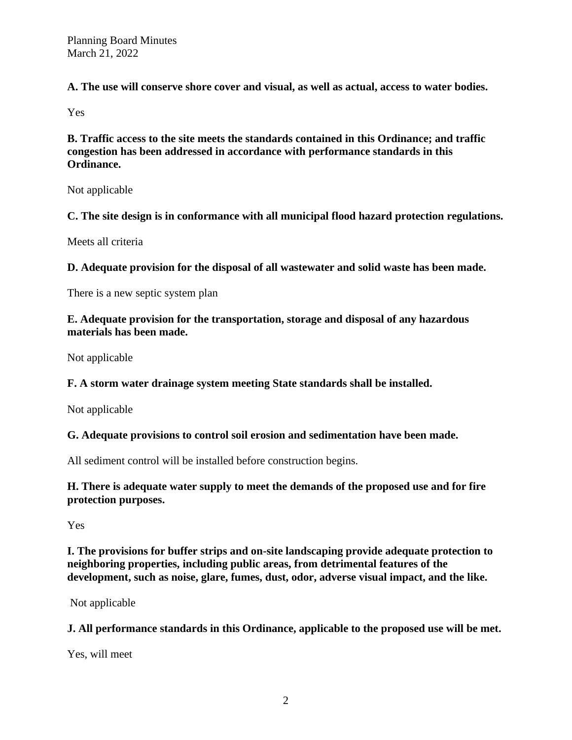**A. The use will conserve shore cover and visual, as well as actual, access to water bodies.**

Yes

**B. Traffic access to the site meets the standards contained in this Ordinance; and traffic congestion has been addressed in accordance with performance standards in this Ordinance.**

Not applicable

**C. The site design is in conformance with all municipal flood hazard protection regulations.**

Meets all criteria

**D. Adequate provision for the disposal of all wastewater and solid waste has been made.**

There is a new septic system plan

**E. Adequate provision for the transportation, storage and disposal of any hazardous materials has been made.**

Not applicable

**F. A storm water drainage system meeting State standards shall be installed.**

Not applicable

**G. Adequate provisions to control soil erosion and sedimentation have been made.**

All sediment control will be installed before construction begins.

**H. There is adequate water supply to meet the demands of the proposed use and for fire protection purposes.**

Yes

**I. The provisions for buffer strips and on-site landscaping provide adequate protection to neighboring properties, including public areas, from detrimental features of the development, such as noise, glare, fumes, dust, odor, adverse visual impact, and the like.**

Not applicable

**J. All performance standards in this Ordinance, applicable to the proposed use will be met.**

Yes, will meet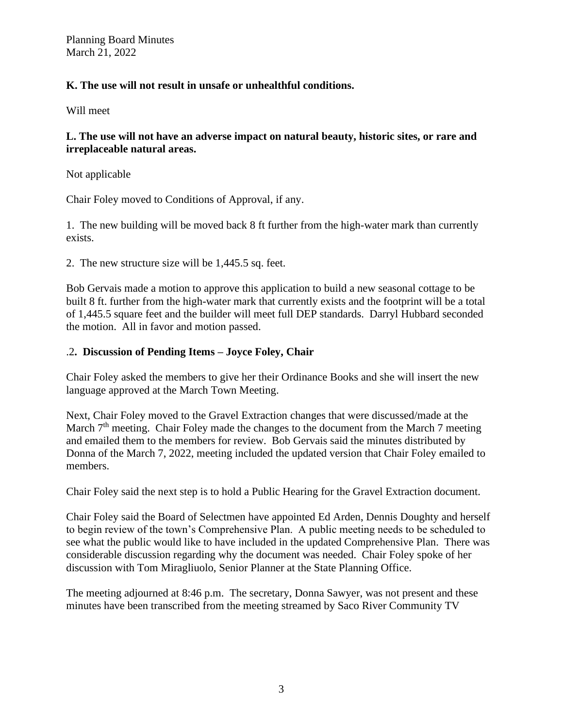**K. The use will not result in unsafe or unhealthful conditions.**

Will meet

**L. The use will not have an adverse impact on natural beauty, historic sites, or rare and irreplaceable natural areas.**

Not applicable

Chair Foley moved to Conditions of Approval, if any.

1. The new building will be moved back 8 ft further from the high-water mark than currently exists.

2. The new structure size will be 1,445.5 sq. feet.

Bob Gervais made a motion to approve this application to build a new seasonal cottage to be built 8 ft. further from the high-water mark that currently exists and the footprint will be a total of 1,445.5 square feet and the builder will meet full DEP standards. Darryl Hubbard seconded the motion. All in favor and motion passed.

.2**. Discussion of Pending Items – Joyce Foley, Chair**

Chair Foley asked the members to give her their Ordinance Books and she will insert the new language approved at the March Town Meeting.

Next, Chair Foley moved to the Gravel Extraction changes that were discussed/made at the March 7th meeting. Chair Foley made the changes to the document from the March 7 meeting and emailed them to the members for review. Bob Gervais said the minutes distributed by Donna of the March 7, 2022, meeting included the updated version that Chair Foley emailed to members.

Chair Foley said the next step is to hold a Public Hearing for the Gravel Extraction document.

Chair Foley said the Board of Selectmen have appointed Ed Arden, Dennis Doughty and herself to begin review of the town's Comprehensive Plan. A public meeting needs to be scheduled to see what the public would like to have included in the updated Comprehensive Plan. There was considerable discussion regarding why the document was needed. Chair Foley spoke of her discussion with Tom Miragliuolo, Senior Planner at the State Planning Office.

The meeting adjourned at 8:46 p.m. The secretary, Donna Sawyer, was not present and these minutes have been transcribed from the meeting streamed by Saco River Community TV